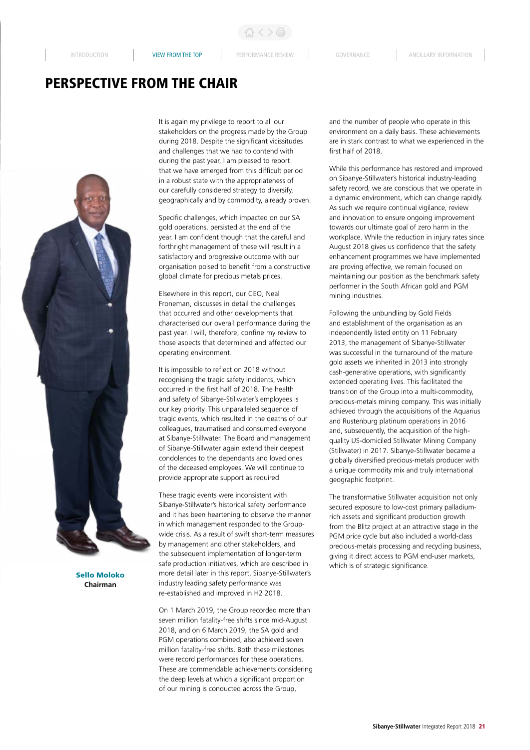# PERSPECTIVE FROM THE CHAIR

**Sello Moloko**
**Chairman**

It is again my privilege to report to all our stakeholders on the progress made by the Group during 2018. Despite the significant vicissitudes and challenges that we had to contend with during the past year, I am pleased to report that we have emerged from this difficult period in a robust state with the appropriateness of our carefully considered strategy to diversify, geographically and by commodity, already proven.

Specific challenges, which impacted on our SA gold operations, persisted at the end of the year. I am confident though that the careful and forthright management of these will result in a satisfactory and progressive outcome with our organisation poised to benefit from a constructive global climate for precious metals prices.

Elsewhere in this report, our CEO, Neal Froneman, discusses in detail the challenges that occurred and other developments that characterised our overall performance during the past year. I will, therefore, confine my review to those aspects that determined and affected our operating environment.

It is impossible to reflect on 2018 without recognising the tragic safety incidents, which occurred in the first half of 2018. The health and safety of Sibanye-Stillwater's employees is our key priority. This unparalleled sequence of tragic events, which resulted in the deaths of our colleagues, traumatised and consumed everyone at Sibanye-Stillwater. The Board and management of Sibanye-Stillwater again extend their deepest condolences to the dependants and loved ones of the deceased employees. We will continue to provide appropriate support as required.

These tragic events were inconsistent with Sibanye-Stillwater's historical safety performance and it has been heartening to observe the manner in which management responded to the Group-wide crisis. As a result of swift short-term measures by management and other stakeholders, and the subsequent implementation of longer-term safe production initiatives, which are described in more detail later in this report, Sibanye-Stillwater's industry leading safety performance was re-established and improved in H2 2018.

On 1 March 2019, the Group recorded more than seven million fatality-free shifts since mid-August 2018, and on 6 March 2019, the SA gold and PGM operations combined, also achieved seven million fatality-free shifts. Both these milestones were record performances for these operations. These are commendable achievements considering the deep levels at which a significant proportion of our mining is conducted across the Group, and the number of people who operate in this environment on a daily basis. These achievements are in stark contrast to what we experienced in the first half of 2018.

While this performance has restored and improved on Sibanye-Stillwater's historical industry-leading safety record, we are conscious that we operate in a dynamic environment, which can change rapidly. As such we require continual vigilance, review and innovation to ensure ongoing improvement towards our ultimate goal of zero harm in the workplace. While the reduction in injury rates since August 2018 gives us confidence that the safety enhancement programmes we have implemented are proving effective, we remain focused on maintaining our position as the benchmark safety performer in the South African gold and PGM mining industries.

Following the unbundling by Gold Fields and establishment of the organisation as an independently listed entity on 11 February 2013, the management of Sibanye-Stillwater was successful in the turnaround of the mature gold assets we inherited in 2013 into strongly cash-generative operations, with significantly extended operating lives. This facilitated the transition of the Group into a multi-commodity, precious-metals mining company. This was initially achieved through the acquisitions of the Aquarius and Rustenburg platinum operations in 2016 and, subsequently, the acquisition of the high-quality US-domiciled Stillwater Mining Company (Stillwater) in 2017. Sibanye-Stillwater became a globally diversified precious-metals producer with a unique commodity mix and truly international geographic footprint.

The transformative Stillwater acquisition not only secured exposure to low-cost primary palladium-rich assets and significant production growth from the Blitz project at an attractive stage in the PGM price cycle but also included a world-class precious-metals processing and recycling business, giving it direct access to PGM end-user markets, which is of strategic significance.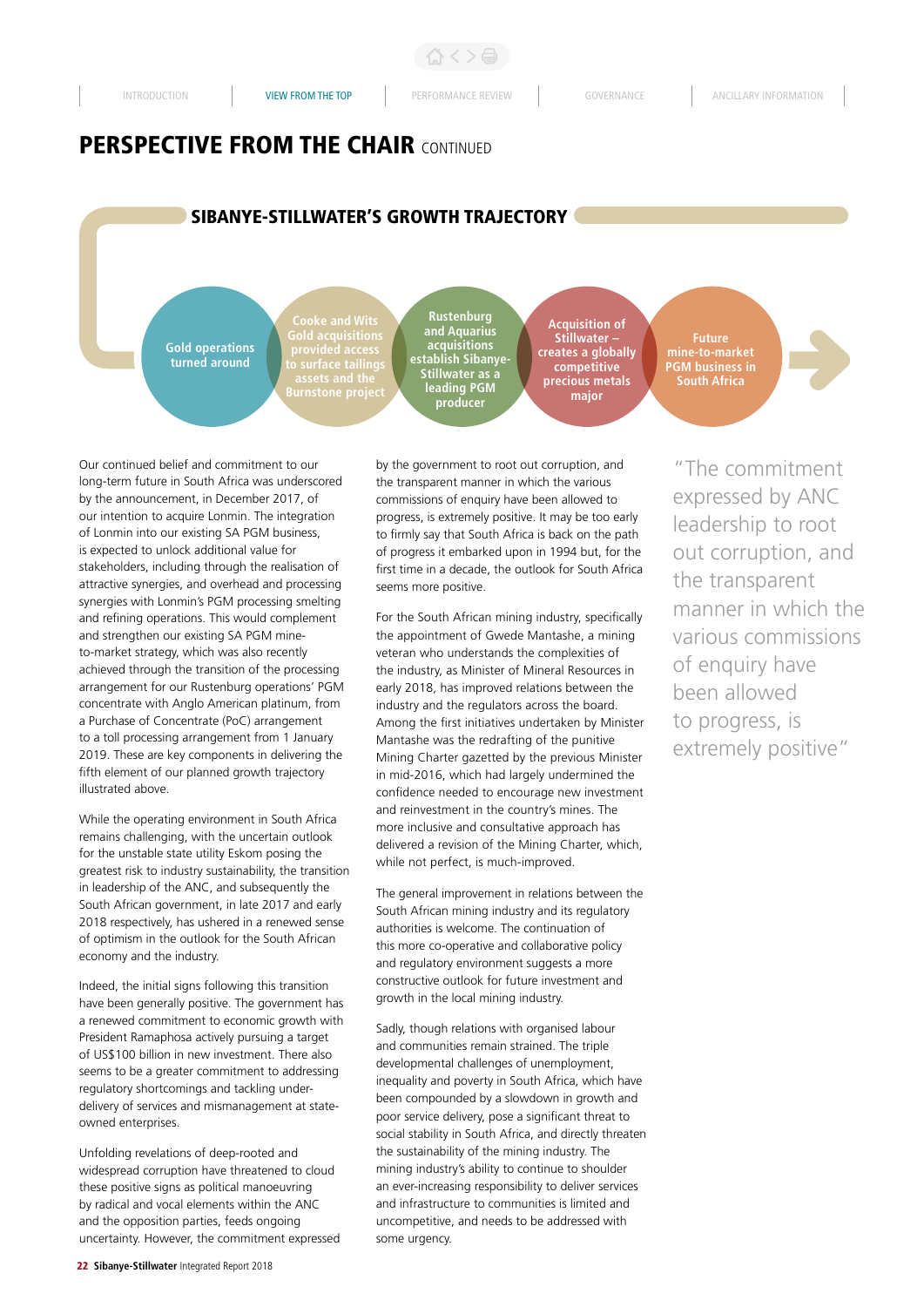# PERSPECTIVE FROM THE CHAIR CONTINUED

## SIBANYE-STILLWATER'S GROWTH TRAJECTORY

- Gold operations turned around
- Cooke and Wits Gold acquisitions provided access to surface tailings assets and the Burnstone project
- Rustenburg and Aquarius acquisitions establish Sibanye-Stillwater as a leading PGM producer
- Acquisition of Stillwater – creates a globally competitive precious metals major
- Future mine-to-market PGM business in South Africa

Our continued belief and commitment to our long-term future in South Africa was underscored by the announcement, in December 2017, of our intention to acquire Lonmin. The integration of Lonmin into our existing SA PGM business, is expected to unlock additional value for stakeholders, including through the realisation of attractive synergies, and overhead and processing synergies with Lonmin's PGM processing smelting and refining operations. This would complement and strengthen our existing SA PGM mine-to-market strategy, which was also recently achieved through the transition of the processing arrangement for our Rustenburg operations' PGM concentrate with Anglo American platinum, from a Purchase of Concentrate (PoC) arrangement to a toll processing arrangement from 1 January 2019. These are key components in delivering the fifth element of our planned growth trajectory illustrated above.

While the operating environment in South Africa remains challenging, with the uncertain outlook for the unstable state utility Eskom posing the greatest risk to industry sustainability, the transition in leadership of the ANC, and subsequently the South African government, in late 2017 and early 2018 respectively, has ushered in a renewed sense of optimism in the outlook for the South African economy and the industry.

Indeed, the initial signs following this transition have been generally positive. The government has a renewed commitment to economic growth with President Ramaphosa actively pursuing a target of US$100 billion in new investment. There also seems to be a greater commitment to addressing regulatory shortcomings and tackling under-delivery of services and mismanagement at state-owned enterprises.

Unfolding revelations of deep-rooted and widespread corruption have threatened to cloud these positive signs as political manoeuvring by radical and vocal elements within the ANC and the opposition parties, feeds ongoing uncertainty. However, the commitment expressed by the government to root out corruption, and the transparent manner in which the various commissions of enquiry have been allowed to progress, is extremely positive. It may be too early to firmly say that South Africa is back on the path of progress it embarked upon in 1994 but, for the first time in a decade, the outlook for South Africa seems more positive.

For the South African mining industry, specifically the appointment of Gwede Mantashe, a mining veteran who understands the complexities of the industry, as Minister of Mineral Resources in early 2018, has improved relations between the industry and the regulators across the board. Among the first initiatives undertaken by Minister Mantashe was the redrafting of the punitive Mining Charter gazetted by the previous Minister in mid-2016, which had largely undermined the confidence needed to encourage new investment and reinvestment in the country's mines. The more inclusive and consultative approach has delivered a revision of the Mining Charter, which, while not perfect, is much-improved.

The general improvement in relations between the South African mining industry and its regulatory authorities is welcome. The continuation of this more co-operative and collaborative policy and regulatory environment suggests a more constructive outlook for future investment and growth in the local mining industry.

Sadly, though relations with organised labour and communities remain strained. The triple developmental challenges of unemployment, inequality and poverty in South Africa, which have been compounded by a slowdown in growth and poor service delivery, pose a significant threat to social stability in South Africa, and directly threaten the sustainability of the mining industry. The mining industry's ability to continue to shoulder an ever-increasing responsibility to deliver services and infrastructure to communities is limited and uncompetitive, and needs to be addressed with some urgency.

> "The commitment expressed by ANC leadership to root out corruption, and the transparent manner in which the various commissions of enquiry have been allowed to progress, is extremely positive"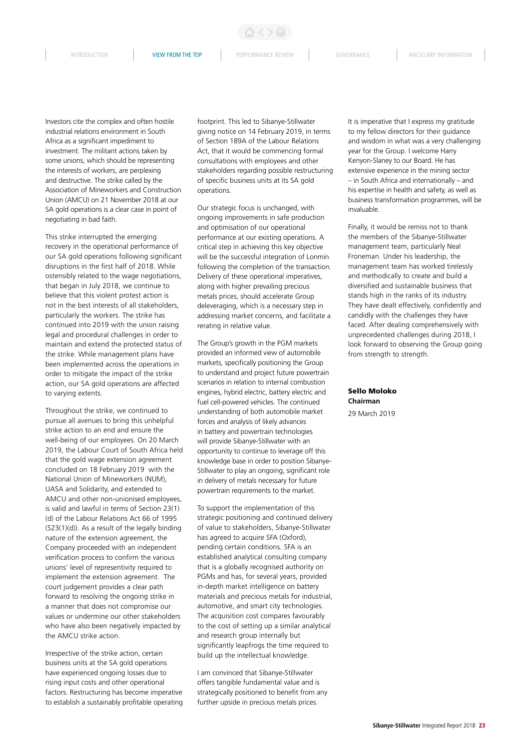Investors cite the complex and often hostile industrial relations environment in South Africa as a significant impediment to investment. The militant actions taken by some unions, which should be representing the interests of workers, are perplexing and destructive. The strike called by the Association of Mineworkers and Construction Union (AMCU) on 21 November 2018 at our SA gold operations is a clear case in point of negotiating in bad faith.

This strike interrupted the emerging recovery in the operational performance of our SA gold operations following significant disruptions in the first half of 2018. While ostensibly related to the wage negotiations, that began in July 2018, we continue to believe that this violent protest action is not in the best interests of all stakeholders, particularly the workers. The strike has continued into 2019 with the union raising legal and procedural challenges in order to maintain and extend the protected status of the strike. While management plans have been implemented across the operations in order to mitigate the impact of the strike action, our SA gold operations are affected to varying extents.

Throughout the strike, we continued to pursue all avenues to bring this unhelpful strike action to an end and ensure the well-being of our employees. On 20 March 2019, the Labour Court of South Africa held that the gold wage extension agreement concluded on 18 February 2019 with the National Union of Mineworkers (NUM), UASA and Solidarity, and extended to AMCU and other non-unionised employees, is valid and lawful in terms of Section 23(1)(d) of the Labour Relations Act 66 of 1995 (S23(1)(d)). As a result of the legally binding nature of the extension agreement, the Company proceeded with an independent verification process to confirm the various unions' level of representivity required to implement the extension agreement. The court judgement provides a clear path forward to resolving the ongoing strike in a manner that does not compromise our values or undermine our other stakeholders who have also been negatively impacted by the AMCU strike action.

Irrespective of the strike action, certain business units at the SA gold operations have experienced ongoing losses due to rising input costs and other operational factors. Restructuring has become imperative to establish a sustainably profitable operating footprint. This led to Sibanye-Stillwater giving notice on 14 February 2019, in terms of Section 189A of the Labour Relations Act, that it would be commencing formal consultations with employees and other stakeholders regarding possible restructuring of specific business units at its SA gold operations.

Our strategic focus is unchanged, with ongoing improvements in safe production and optimisation of our operational performance at our existing operations. A critical step in achieving this key objective will be the successful integration of Lonmin following the completion of the transaction. Delivery of these operational imperatives, along with higher prevailing precious metals prices, should accelerate Group deleveraging, which is a necessary step in addressing market concerns, and facilitate a rerating in relative value.

The Group's growth in the PGM markets provided an informed view of automobile markets, specifically positioning the Group to understand and project future powertrain scenarios in relation to internal combustion engines, hybrid electric, battery electric and fuel cell-powered vehicles. The continued understanding of both automobile market forces and analysis of likely advances in battery and powertrain technologies will provide Sibanye-Stillwater with an opportunity to continue to leverage off this knowledge base in order to position Sibanye-Stillwater to play an ongoing, significant role in delivery of metals necessary for future powertrain requirements to the market.

To support the implementation of this strategic positioning and continued delivery of value to stakeholders, Sibanye-Stillwater has agreed to acquire SFA (Oxford), pending certain conditions. SFA is an established analytical consulting company that is a globally recognised authority on PGMs and has, for several years, provided in-depth market intelligence on battery materials and precious metals for industrial, automotive, and smart city technologies. The acquisition cost compares favourably to the cost of setting up a similar analytical and research group internally but significantly leapfrogs the time required to build up the intellectual knowledge.

I am convinced that Sibanye-Stillwater offers tangible fundamental value and is strategically positioned to benefit from any further upside in precious metals prices.

It is imperative that I express my gratitude to my fellow directors for their guidance and wisdom in what was a very challenging year for the Group. I welcome Harry Kenyon-Slaney to our Board. He has extensive experience in the mining sector – in South Africa and internationally – and his expertise in health and safety, as well as business transformation programmes, will be invaluable.

Finally, it would be remiss not to thank the members of the Sibanye-Stillwater management team, particularly Neal Froneman. Under his leadership, the management team has worked tirelessly and methodically to create and build a diversified and sustainable business that stands high in the ranks of its industry. They have dealt effectively, confidently and candidly with the challenges they have faced. After dealing comprehensively with unprecedented challenges during 2018, I look forward to observing the Group going from strength to strength.

**Sello Moloko**
**Chairman**
29 March 2019